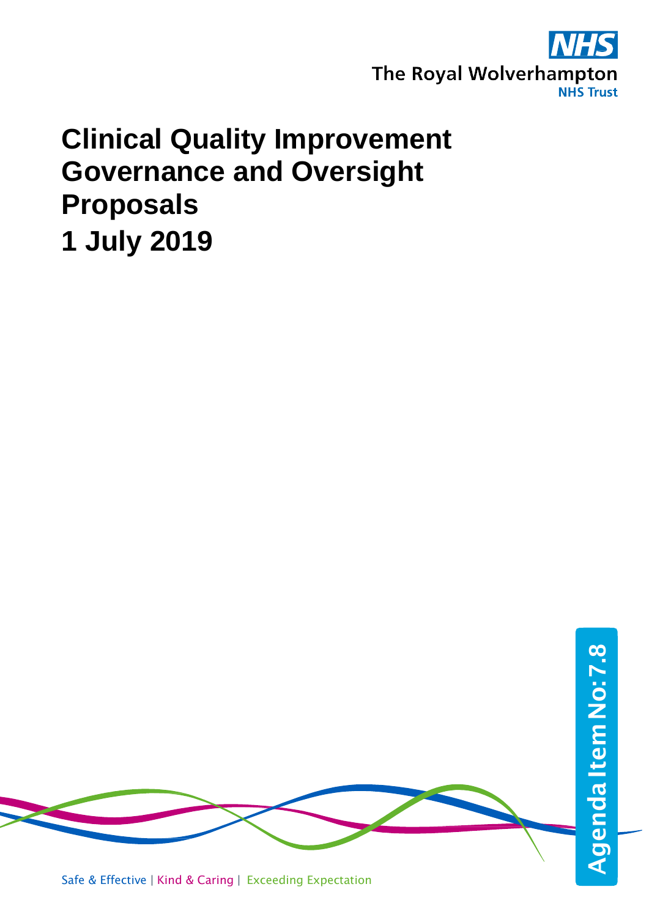The Royal Wolverhampton NHS Trust

# Clinical Quality Improvement Governance and Oversight Proposals
# 1 July 2019

Agenda Item No: 7.8

Safe & Effective | Kind & Caring | Exceeding Expectation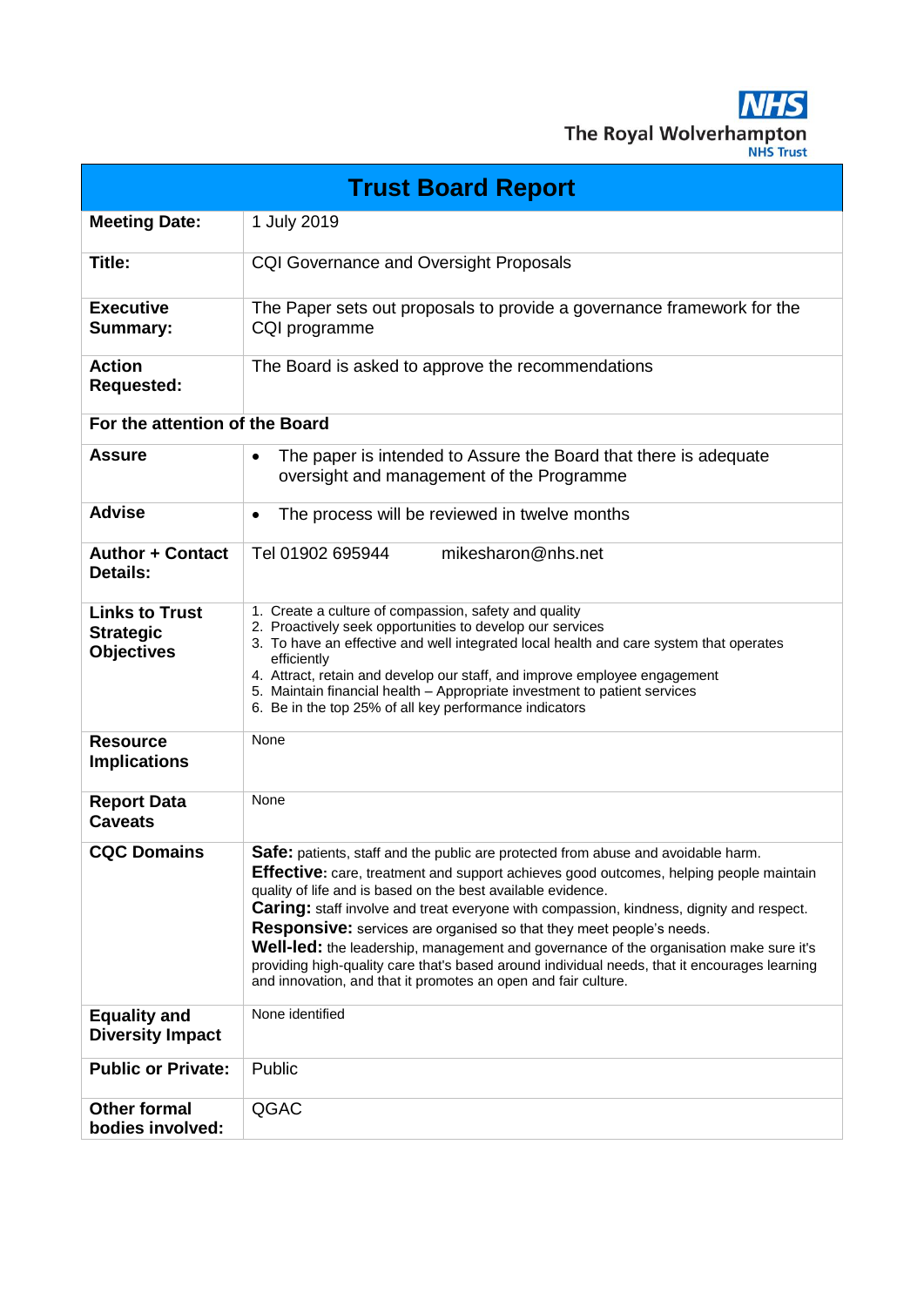NHS
The Royal Wolverhampton
NHS Trust

| Trust Board Report | |
|---|---|
| **Meeting Date:** | 1 July 2019 |
| **Title:** | CQI Governance and Oversight Proposals |
| **Executive Summary:** | The Paper sets out proposals to provide a governance framework for the CQI programme |
| **Action Requested:** | The Board is asked to approve the recommendations |
| **For the attention of the Board** | |
| **Assure** | • The paper is intended to Assure the Board that there is adequate oversight and management of the Programme |
| **Advise** | • The process will be reviewed in twelve months |
| **Author + Contact Details:** | Tel 01902 695944 mikesharon@nhs.net |
| **Links to Trust Strategic Objectives** | 1. Create a culture of compassion, safety and quality<br>2. Proactively seek opportunities to develop our services<br>3. To have an effective and well integrated local health and care system that operates efficiently<br>4. Attract, retain and develop our staff, and improve employee engagement<br>5. Maintain financial health – Appropriate investment to patient services<br>6. Be in the top 25% of all key performance indicators |
| **Resource Implications** | None |
| **Report Data Caveats** | None |
| **CQC Domains** | **Safe:** patients, staff and the public are protected from abuse and avoidable harm.<br>**Effective:** care, treatment and support achieves good outcomes, helping people maintain quality of life and is based on the best available evidence.<br>**Caring:** staff involve and treat everyone with compassion, kindness, dignity and respect.<br>**Responsive:** services are organised so that they meet people's needs.<br>**Well-led:** the leadership, management and governance of the organisation make sure it's providing high-quality care that's based around individual needs, that it encourages learning and innovation, and that it promotes an open and fair culture. |
| **Equality and Diversity Impact** | None identified |
| **Public or Private:** | Public |
| **Other formal bodies involved:** | QGAC |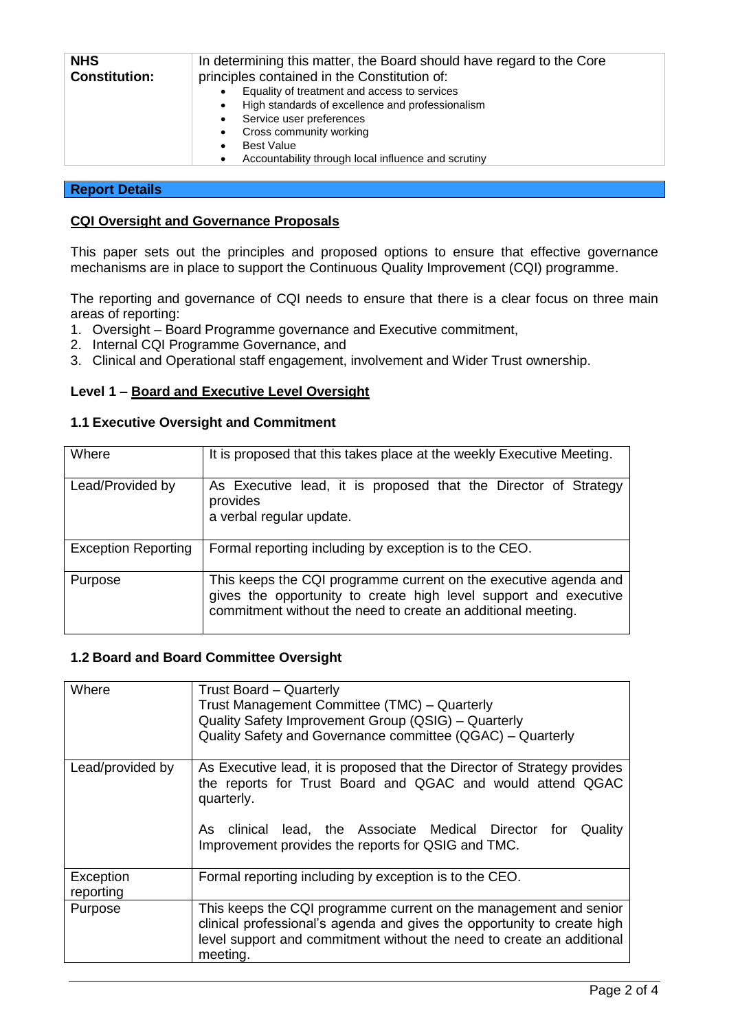| NHS Constitution: | In determining this matter, the Board should have regard to the Core principles contained in the Constitution of:<br>• Equality of treatment and access to services<br>• High standards of excellence and professionalism<br>• Service user preferences<br>• Cross community working<br>• Best Value<br>• Accountability through local influence and scrutiny |
|---|---|

**Report Details**

## CQI Oversight and Governance Proposals

This paper sets out the principles and proposed options to ensure that effective governance mechanisms are in place to support the Continuous Quality Improvement (CQI) programme.

The reporting and governance of CQI needs to ensure that there is a clear focus on three main areas of reporting:

1. Oversight – Board Programme governance and Executive commitment,
2. Internal CQI Programme Governance, and
3. Clinical and Operational staff engagement, involvement and Wider Trust ownership.

### Level 1 – Board and Executive Level Oversight

#### 1.1 Executive Oversight and Commitment

| Where | It is proposed that this takes place at the weekly Executive Meeting. |
|---|---|
| Lead/Provided by | As Executive lead, it is proposed that the Director of Strategy provides a verbal regular update. |
| Exception Reporting | Formal reporting including by exception is to the CEO. |
| Purpose | This keeps the CQI programme current on the executive agenda and gives the opportunity to create high level support and executive commitment without the need to create an additional meeting. |

#### 1.2 Board and Board Committee Oversight

| Where | Trust Board – Quarterly<br>Trust Management Committee (TMC) – Quarterly<br>Quality Safety Improvement Group (QSIG) – Quarterly<br>Quality Safety and Governance committee (QGAC) – Quarterly |
|---|---|
| Lead/provided by | As Executive lead, it is proposed that the Director of Strategy provides the reports for Trust Board and QGAC and would attend QGAC quarterly.<br><br>As clinical lead, the Associate Medical Director for Quality Improvement provides the reports for QSIG and TMC. |
| Exception reporting | Formal reporting including by exception is to the CEO. |
| Purpose | This keeps the CQI programme current on the management and senior clinical professional's agenda and gives the opportunity to create high level support and commitment without the need to create an additional meeting. |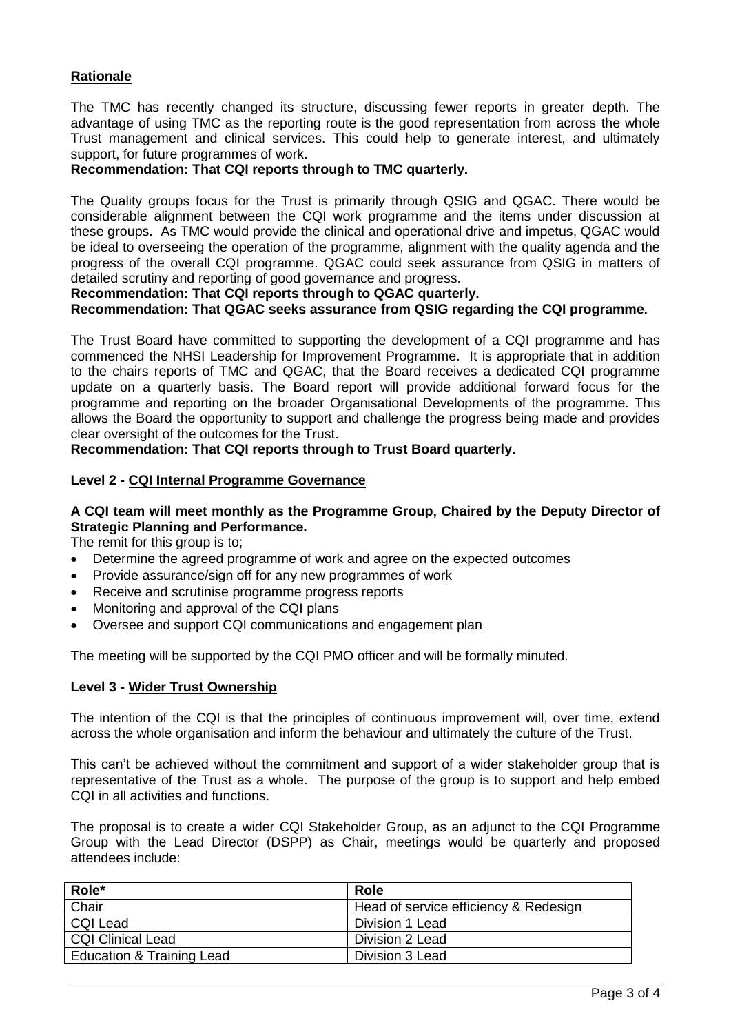**Rationale**

The TMC has recently changed its structure, discussing fewer reports in greater depth. The advantage of using TMC as the reporting route is the good representation from across the whole Trust management and clinical services. This could help to generate interest, and ultimately support, for future programmes of work.

**Recommendation: That CQI reports through to TMC quarterly.**

The Quality groups focus for the Trust is primarily through QSIG and QGAC. There would be considerable alignment between the CQI work programme and the items under discussion at these groups. As TMC would provide the clinical and operational drive and impetus, QGAC would be ideal to overseeing the operation of the programme, alignment with the quality agenda and the progress of the overall CQI programme. QGAC could seek assurance from QSIG in matters of detailed scrutiny and reporting of good governance and progress.

**Recommendation: That CQI reports through to QGAC quarterly.**

**Recommendation: That QGAC seeks assurance from QSIG regarding the CQI programme.**

The Trust Board have committed to supporting the development of a CQI programme and has commenced the NHSI Leadership for Improvement Programme. It is appropriate that in addition to the chairs reports of TMC and QGAC, that the Board receives a dedicated CQI programme update on a quarterly basis. The Board report will provide additional forward focus for the programme and reporting on the broader Organisational Developments of the programme. This allows the Board the opportunity to support and challenge the progress being made and provides clear oversight of the outcomes for the Trust.

**Recommendation: That CQI reports through to Trust Board quarterly.**

**Level 2 - CQI Internal Programme Governance**

**A CQI team will meet monthly as the Programme Group, Chaired by the Deputy Director of Strategic Planning and Performance.**

The remit for this group is to;

- Determine the agreed programme of work and agree on the expected outcomes
- Provide assurance/sign off for any new programmes of work
- Receive and scrutinise programme progress reports
- Monitoring and approval of the CQI plans
- Oversee and support CQI communications and engagement plan

The meeting will be supported by the CQI PMO officer and will be formally minuted.

**Level 3 - Wider Trust Ownership**

The intention of the CQI is that the principles of continuous improvement will, over time, extend across the whole organisation and inform the behaviour and ultimately the culture of the Trust.

This can't be achieved without the commitment and support of a wider stakeholder group that is representative of the Trust as a whole. The purpose of the group is to support and help embed CQI in all activities and functions.

The proposal is to create a wider CQI Stakeholder Group, as an adjunct to the CQI Programme Group with the Lead Director (DSPP) as Chair, meetings would be quarterly and proposed attendees include:

| Role* | Role |
|---|---|
| Chair | Head of service efficiency & Redesign |
| CQI Lead | Division 1 Lead |
| CQI Clinical Lead | Division 2 Lead |
| Education & Training Lead | Division 3 Lead |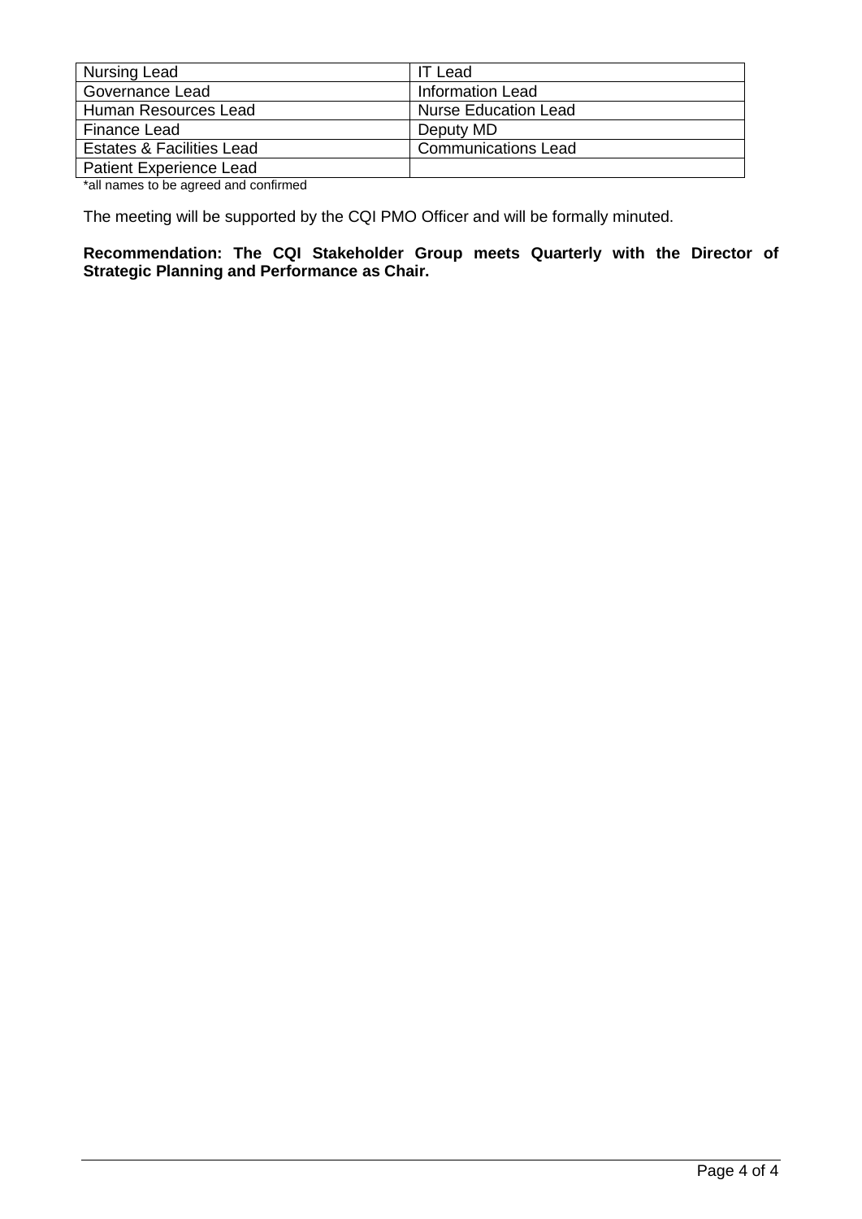| | |
|---|---|
| Nursing Lead | IT Lead |
| Governance Lead | Information Lead |
| Human Resources Lead | Nurse Education Lead |
| Finance Lead | Deputy MD |
| Estates & Facilities Lead | Communications Lead |
| Patient Experience Lead | |

*all names to be agreed and confirmed

The meeting will be supported by the CQI PMO Officer and will be formally minuted.

**Recommendation: The CQI Stakeholder Group meets Quarterly with the Director of Strategic Planning and Performance as Chair.**